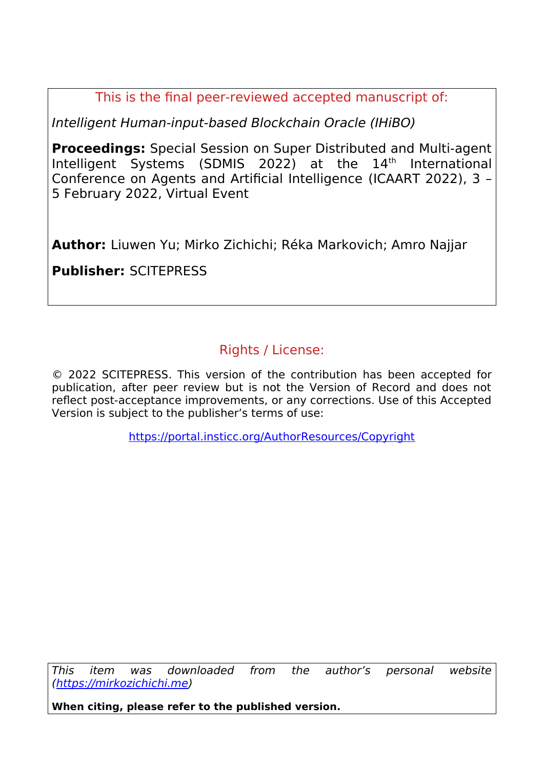This is the final peer-reviewed accepted manuscript of:

*Intelligent Human-input-based Blockchain Oracle (IHiBO)*

**Proceedings:** Special Session on Super Distributed and Multi-agent Intelligent Systems (SDMIS 2022) at the 14th International Conference on Agents and Artificial Intelligence (ICAART 2022), 3 – 5 February 2022, Virtual Event

**Author:** Liuwen Yu; Mirko Zichichi; Réka Markovich; Amro Najjar

**Publisher:** SCITEPRESS

## Rights / License:

© 2022 SCITEPRESS. This version of the contribution has been accepted for publication, after peer review but is not the Version of Record and does not reflect post-acceptance improvements, or any corrections. Use of this Accepted Version is subject to the publisher's terms of use:

https://portal.insticc.org/AuthorResources/Copyright

*This item was downloaded from the author's personal website (https://mirkozichichi.me)*

**When citing, please refer to the published version.**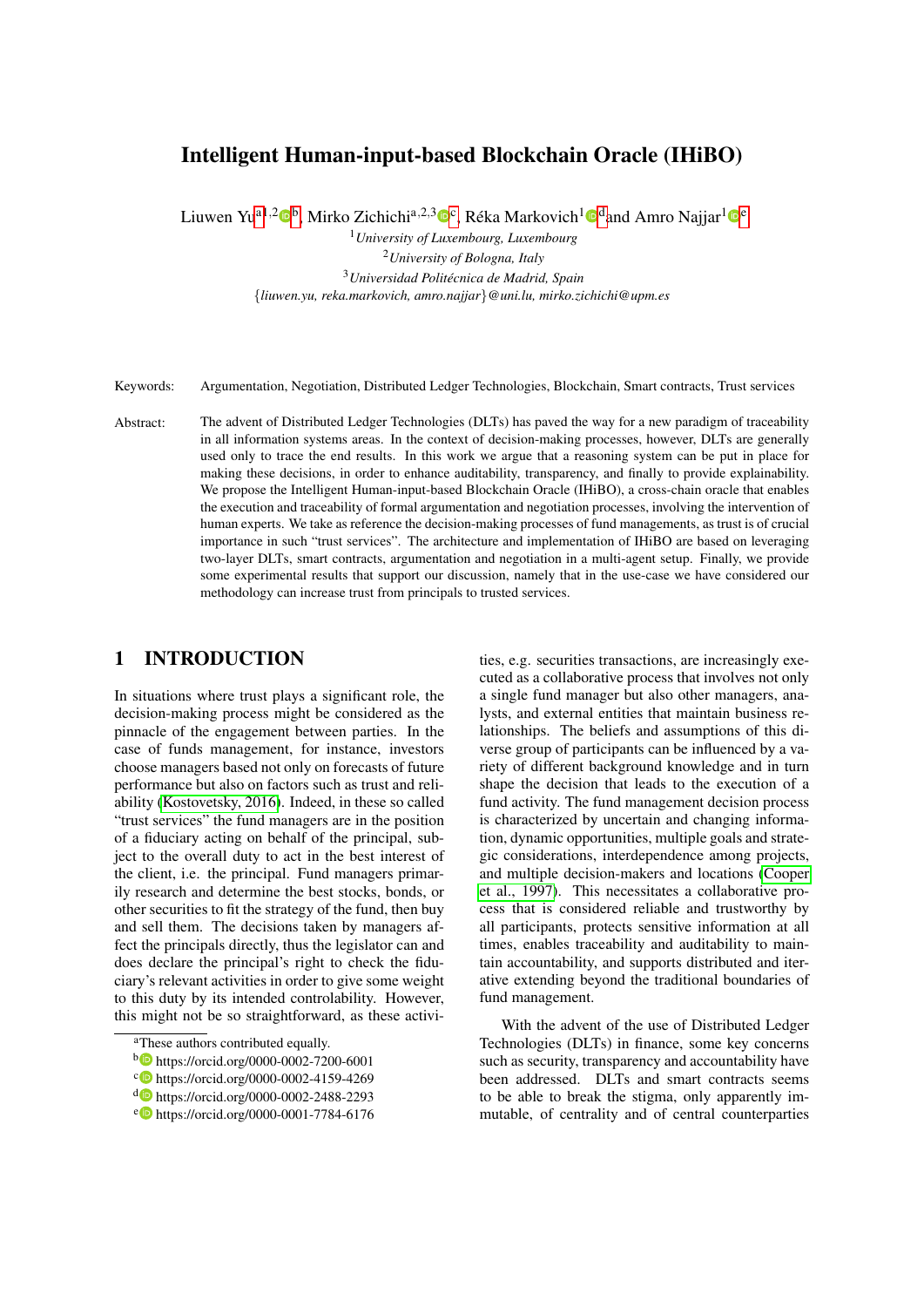# Intelligent Human-input-based Blockchain Oracle (IHiBO)

Liuwen Yu[a1,2][b], Mirko Zichichi[a,2,3][c], Réka Markovich[1][d] and Amro Najjar[1][e]

[1]*University of Luxembourg, Luxembourg*
[2]*University of Bologna, Italy*
[3]*Universidad Politécnica de Madrid, Spain*
{*liuwen.yu, reka.markovich, amro.najjar*}*@uni.lu, mirko.zichichi@upm.es*

Keywords: Argumentation, Negotiation, Distributed Ledger Technologies, Blockchain, Smart contracts, Trust services

Abstract: The advent of Distributed Ledger Technologies (DLTs) has paved the way for a new paradigm of traceability in all information systems areas. In the context of decision-making processes, however, DLTs are generally used only to trace the end results. In this work we argue that a reasoning system can be put in place for making these decisions, in order to enhance auditability, transparency, and finally to provide explainability. We propose the Intelligent Human-input-based Blockchain Oracle (IHiBO), a cross-chain oracle that enables the execution and traceability of formal argumentation and negotiation processes, involving the intervention of human experts. We take as reference the decision-making processes of fund managements, as trust is of crucial importance in such "trust services". The architecture and implementation of IHiBO are based on leveraging two-layer DLTs, smart contracts, argumentation and negotiation in a multi-agent setup. Finally, we provide some experimental results that support our discussion, namely that in the use-case we have considered our methodology can increase trust from principals to trusted services.

## 1 INTRODUCTION

In situations where trust plays a significant role, the decision-making process might be considered as the pinnacle of the engagement between parties. In the case of funds management, for instance, investors choose managers based not only on forecasts of future performance but also on factors such as trust and reliability (Kostovetsky, 2016). Indeed, in these so called "trust services" the fund managers are in the position of a fiduciary acting on behalf of the principal, subject to the overall duty to act in the best interest of the client, i.e. the principal. Fund managers primarily research and determine the best stocks, bonds, or other securities to fit the strategy of the fund, then buy and sell them. The decisions taken by managers affect the principals directly, thus the legislator can and does declare the principal's right to check the fiduciary's relevant activities in order to give some weight to this duty by its intended controlability. However, this might not be so straightforward, as these activities, e.g. securities transactions, are increasingly executed as a collaborative process that involves not only a single fund manager but also other managers, analysts, and external entities that maintain business relationships. The beliefs and assumptions of this diverse group of participants can be influenced by a variety of different background knowledge and in turn shape the decision that leads to the execution of a fund activity. The fund management decision process is characterized by uncertain and changing information, dynamic opportunities, multiple goals and strategic considerations, interdependence among projects, and multiple decision-makers and locations (Cooper et al., 1997). This necessitates a collaborative process that is considered reliable and trustworthy by all participants, protects sensitive information at all times, enables traceability and auditability to maintain accountability, and supports distributed and iterative extending beyond the traditional boundaries of fund management.

With the advent of the use of Distributed Ledger Technologies (DLTs) in finance, some key concerns such as security, transparency and accountability have been addressed. DLTs and smart contracts seems to be able to break the stigma, only apparently immutable, of centrality and of central counterparties

[a]These authors contributed equally.
[b] https://orcid.org/0000-0002-7200-6001
[c] https://orcid.org/0000-0002-4159-4269
[d] https://orcid.org/0000-0002-2488-2293
[e] https://orcid.org/0000-0001-7784-6176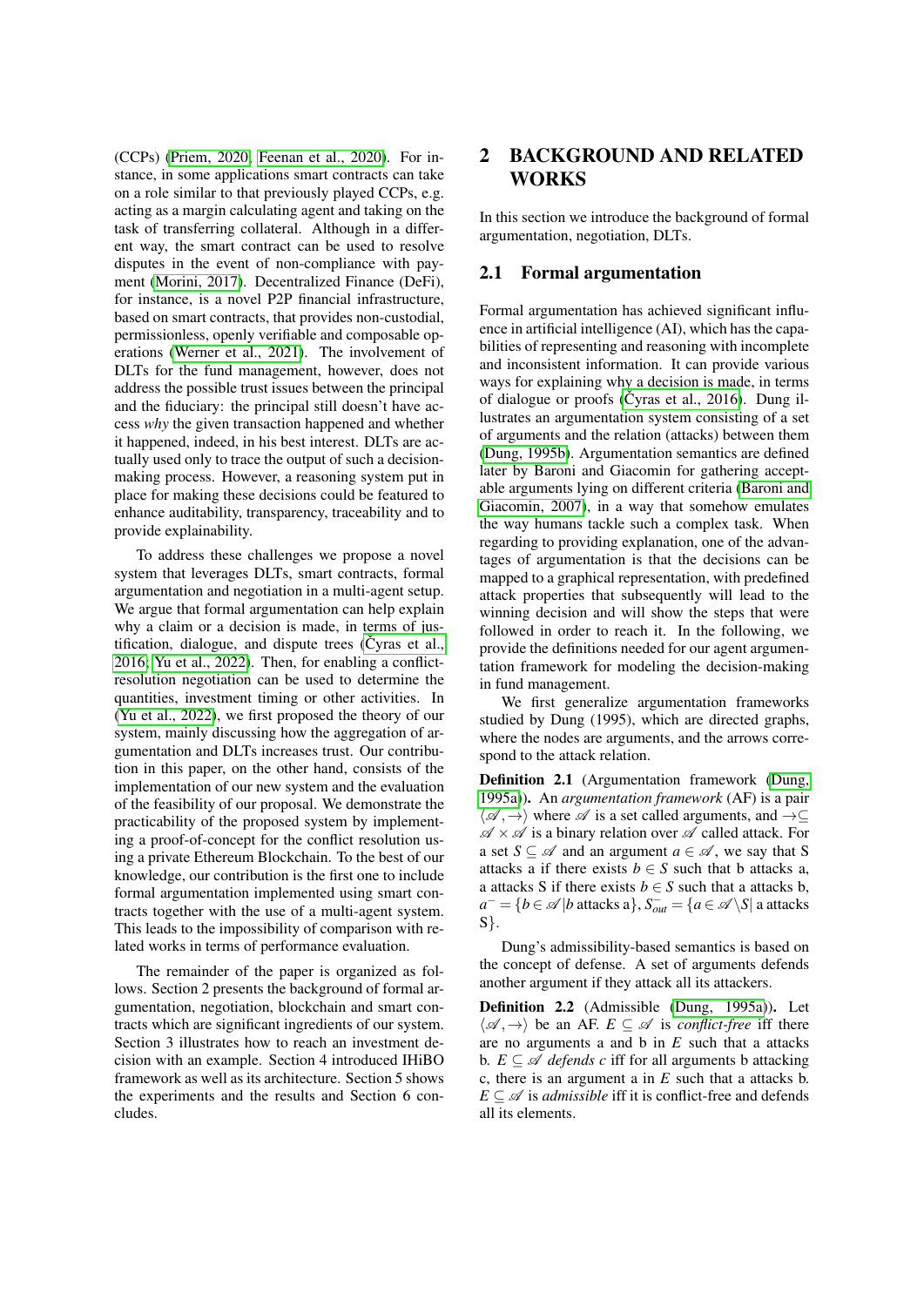(CCPs) (Priem, 2020; Feenan et al., 2020). For instance, in some applications smart contracts can take on a role similar to that previously played CCPs, e.g. acting as a margin calculating agent and taking on the task of transferring collateral. Although in a different way, the smart contract can be used to resolve disputes in the event of non-compliance with payment (Morini, 2017). Decentralized Finance (DeFi), for instance, is a novel P2P financial infrastructure, based on smart contracts, that provides non-custodial, permissionless, openly verifiable and composable operations (Werner et al., 2021). The involvement of DLTs for the fund management, however, does not address the possible trust issues between the principal and the fiduciary: the principal still doesn't have access *why* the given transaction happened and whether it happened, indeed, in his best interest. DLTs are actually used only to trace the output of such a decision-making process. However, a reasoning system put in place for making these decisions could be featured to enhance auditability, transparency, traceability and to provide explainability.

To address these challenges we propose a novel system that leverages DLTs, smart contracts, formal argumentation and negotiation in a multi-agent setup. We argue that formal argumentation can help explain why a claim or a decision is made, in terms of justification, dialogue, and dispute trees (Čyras et al., 2016; Yu et al., 2022). Then, for enabling a conflict-resolution negotiation can be used to determine the quantities, investment timing or other activities. In (Yu et al., 2022), we first proposed the theory of our system, mainly discussing how the aggregation of argumentation and DLTs increases trust. Our contribution in this paper, on the other hand, consists of the implementation of our new system and the evaluation of the feasibility of our proposal. We demonstrate the practicability of the proposed system by implementing a proof-of-concept for the conflict resolution using a private Ethereum Blockchain. To the best of our knowledge, our contribution is the first one to include formal argumentation implemented using smart contracts together with the use of a multi-agent system. This leads to the impossibility of comparison with related works in terms of performance evaluation.

The remainder of the paper is organized as follows. Section 2 presents the background of formal argumentation, negotiation, blockchain and smart contracts which are significant ingredients of our system. Section 3 illustrates how to reach an investment decision with an example. Section 4 introduced IHiBO framework as well as its architecture. Section 5 shows the experiments and the results and Section 6 concludes.

## 2 BACKGROUND AND RELATED WORKS

In this section we introduce the background of formal argumentation, negotiation, DLTs.

### 2.1 Formal argumentation

Formal argumentation has achieved significant influence in artificial intelligence (AI), which has the capabilities of representing and reasoning with incomplete and inconsistent information. It can provide various ways for explaining why a decision is made, in terms of dialogue or proofs (Čyras et al., 2016). Dung illustrates an argumentation system consisting of a set of arguments and the relation (attacks) between them (Dung, 1995b). Argumentation semantics are defined later by Baroni and Giacomin for gathering acceptable arguments lying on different criteria (Baroni and Giacomin, 2007), in a way that somehow emulates the way humans tackle such a complex task. When regarding to providing explanation, one of the advantages of argumentation is that the decisions can be mapped to a graphical representation, with predefined attack properties that subsequently will lead to the winning decision and will show the steps that were followed in order to reach it. In the following, we provide the definitions needed for our agent argumentation framework for modeling the decision-making in fund management.

We first generalize argumentation frameworks studied by Dung (1995), which are directed graphs, where the nodes are arguments, and the arrows correspond to the attack relation.

**Definition 2.1** (Argumentation framework (Dung, 1995a)). An *argumentation framework* (AF) is a pair $\langle \mathscr{A}, \rightarrow \rangle$ where $\mathscr{A}$ is a set called arguments, and $\rightarrow \subseteq \mathscr{A} \times \mathscr{A}$ is a binary relation over $\mathscr{A}$ called attack. For a set $S \subseteq \mathscr{A}$ and an argument $a \in \mathscr{A}$, we say that S attacks a if there exists $b \in S$ such that b attacks a, a attacks S if there exists $b \in S$ such that a attacks b, $a^- = \{b \in \mathscr{A} | b \text{ attacks a}\}$, $S^-_{out} = \{a \in \mathscr{A} \backslash S| \text{ a attacks S}\}$.

Dung's admissibility-based semantics is based on the concept of defense. A set of arguments defends another argument if they attack all its attackers.

**Definition 2.2** (Admissible (Dung, 1995a)). Let $\langle \mathscr{A}, \rightarrow \rangle$ be an AF. $E \subseteq \mathscr{A}$ is *conflict-free* iff there are no arguments a and b in $E$ such that a attacks b. $E \subseteq \mathscr{A}$ *defends c* iff for all arguments b attacking c, there is an argument a in $E$ such that a attacks b. $E \subseteq \mathscr{A}$ is *admissible* iff it is conflict-free and defends all its elements.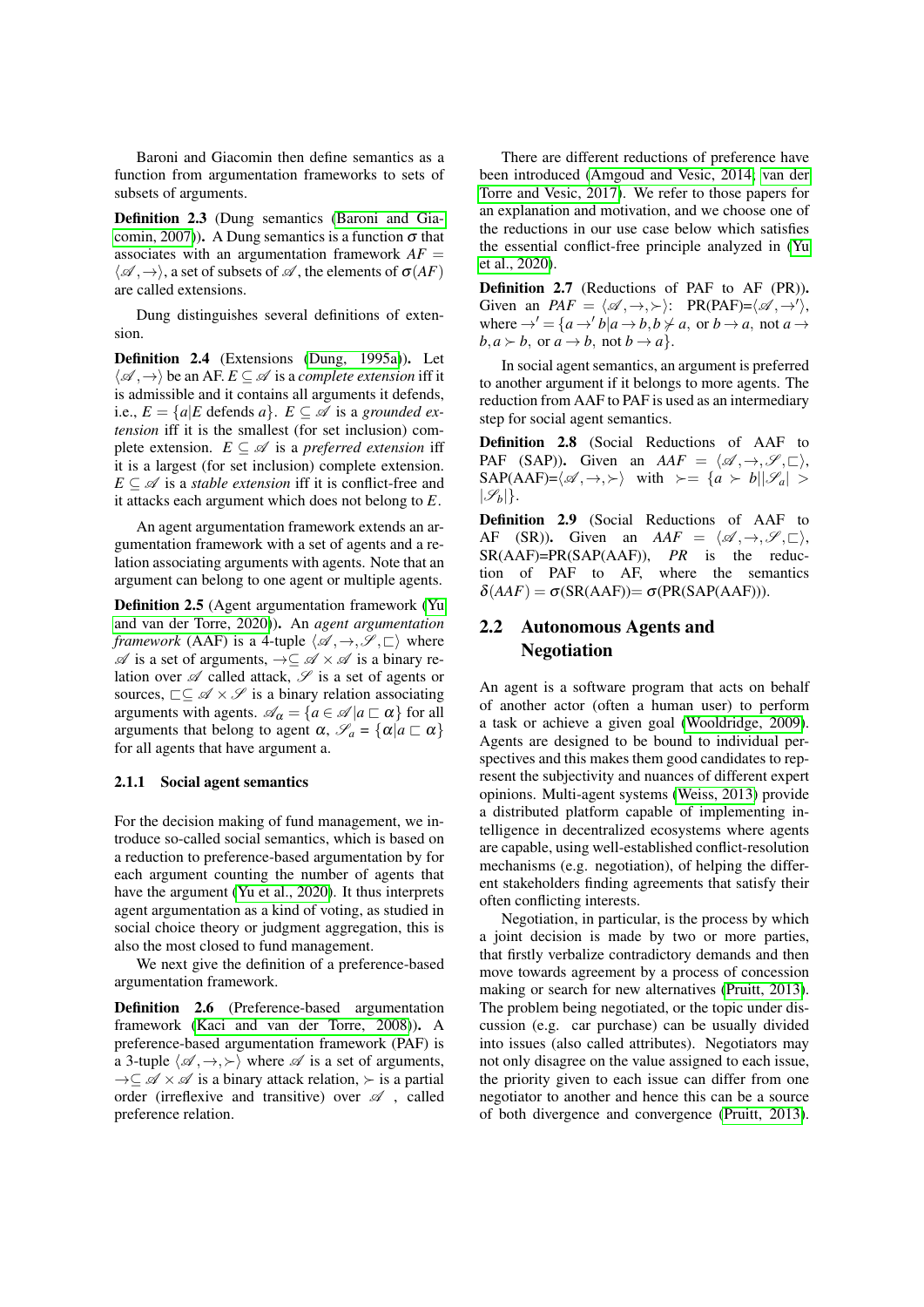Baroni and Giacomin then define semantics as a function from argumentation frameworks to sets of subsets of arguments.

**Definition 2.3** (Dung semantics (Baroni and Giacomin, 2007)). A Dung semantics is a function $\sigma$ that associates with an argumentation framework $AF = \langle \mathscr{A}, \rightarrow \rangle$, a set of subsets of $\mathscr{A}$, the elements of $\sigma(AF)$ are called extensions.

Dung distinguishes several definitions of extension.

**Definition 2.4** (Extensions (Dung, 1995a)). Let $\langle \mathscr{A}, \rightarrow \rangle$ be an AF. $E \subseteq \mathscr{A}$ is a *complete extension* iff it is admissible and it contains all arguments it defends, i.e., $E = \{a | E \text{ defends } a\}$. $E \subseteq \mathscr{A}$ is a *grounded extension* iff it is the smallest (for set inclusion) complete extension. $E \subseteq \mathscr{A}$ is a *preferred extension* iff it is a largest (for set inclusion) complete extension. $E \subseteq \mathscr{A}$ is a *stable extension* iff it is conflict-free and it attacks each argument which does not belong to $E$.

An agent argumentation framework extends an argumentation framework with a set of agents and a relation associating arguments with agents. Note that an argument can belong to one agent or multiple agents.

**Definition 2.5** (Agent argumentation framework (Yu and van der Torre, 2020)). An *agent argumentation framework* (AAF) is a 4-tuple $\langle \mathscr{A}, \rightarrow, \mathscr{S}, \sqsubset \rangle$ where $\mathscr{A}$ is a set of arguments, $\rightarrow \subseteq \mathscr{A} \times \mathscr{A}$ is a binary relation over $\mathscr{A}$ called attack, $\mathscr{S}$ is a set of agents or sources, $\sqsubset \subseteq \mathscr{A} \times \mathscr{S}$ is a binary relation associating arguments with agents. $\mathscr{A}_\alpha = \{a \in \mathscr{A} | a \sqsubset \alpha\}$ for all arguments that belong to agent $\alpha$, $\mathscr{S}_a = \{\alpha | a \sqsubset \alpha\}$ for all agents that have argument a.

#### 2.1.1 Social agent semantics

For the decision making of fund management, we introduce so-called social semantics, which is based on a reduction to preference-based argumentation by for each argument counting the number of agents that have the argument (Yu et al., 2020). It thus interprets agent argumentation as a kind of voting, as studied in social choice theory or judgment aggregation, this is also the most closed to fund management.

We next give the definition of a preference-based argumentation framework.

**Definition 2.6** (Preference-based argumentation framework (Kaci and van der Torre, 2008)). A preference-based argumentation framework (PAF) is a 3-tuple $\langle \mathscr{A}, \rightarrow, \succ \rangle$ where $\mathscr{A}$ is a set of arguments, $\rightarrow \subseteq \mathscr{A} \times \mathscr{A}$ is a binary attack relation, $\succ$ is a partial order (irreflexive and transitive) over $\mathscr{A}$ , called preference relation.

There are different reductions of preference have been introduced (Amgoud and Vesic, 2014; van der Torre and Vesic, 2017). We refer to those papers for an explanation and motivation, and we choose one of the reductions in our use case below which satisfies the essential conflict-free principle analyzed in (Yu et al., 2020).

**Definition 2.7** (Reductions of PAF to AF (PR)). Given an $PAF = \langle \mathscr{A}, \rightarrow, \succ \rangle$: PR(PAF)=$\langle \mathscr{A}, \rightarrow' \rangle$, where $\rightarrow' = \{a \rightarrow' b | a \rightarrow b, b \not\succ a, \text{ or } b \rightarrow a, \text{ not } a \rightarrow b, a \succ b, \text{ or } a \rightarrow b, \text{ not } b \rightarrow a\}$.

In social agent semantics, an argument is preferred to another argument if it belongs to more agents. The reduction from AAF to PAF is used as an intermediary step for social agent semantics.

**Definition 2.8** (Social Reductions of AAF to PAF (SAP)). Given an $AAF = \langle \mathscr{A}, \rightarrow, \mathscr{S}, \sqsubset \rangle$, SAP(AAF)=$\langle \mathscr{A}, \rightarrow, \succ \rangle$ with $\succ = \{a \succ b || \mathscr{S}_a| > |\mathscr{S}_b|\}$.

**Definition 2.9** (Social Reductions of AAF to AF (SR)). Given an $AAF = \langle \mathscr{A}, \rightarrow, \mathscr{S}, \sqsubset \rangle$, SR(AAF)=PR(SAP(AAF)), *PR* is the reduction of PAF to AF, where the semantics $\delta(AAF) = \sigma(\text{SR(AAF)}) = \sigma(\text{PR(SAP(AAF))})$.

## 2.2 Autonomous Agents and Negotiation

An agent is a software program that acts on behalf of another actor (often a human user) to perform a task or achieve a given goal (Wooldridge, 2009). Agents are designed to be bound to individual perspectives and this makes them good candidates to represent the subjectivity and nuances of different expert opinions. Multi-agent systems (Weiss, 2013) provide a distributed platform capable of implementing intelligence in decentralized ecosystems where agents are capable, using well-established conflict-resolution mechanisms (e.g. negotiation), of helping the different stakeholders finding agreements that satisfy their often conflicting interests.

Negotiation, in particular, is the process by which a joint decision is made by two or more parties, that firstly verbalize contradictory demands and then move towards agreement by a process of concession making or search for new alternatives (Pruitt, 2013). The problem being negotiated, or the topic under discussion (e.g. car purchase) can be usually divided into issues (also called attributes). Negotiators may not only disagree on the value assigned to each issue, the priority given to each issue can differ from one negotiator to another and hence this can be a source of both divergence and convergence (Pruitt, 2013).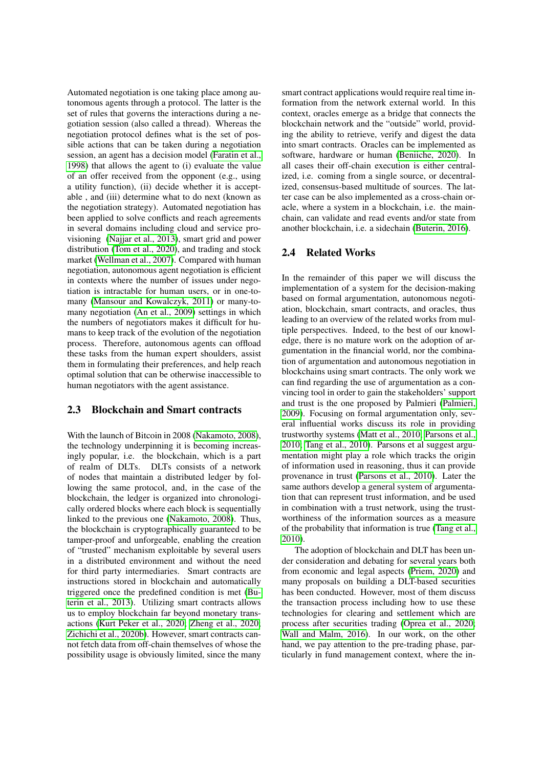Automated negotiation is one taking place among autonomous agents through a protocol. The latter is the set of rules that governs the interactions during a negotiation session (also called a thread). Whereas the negotiation protocol defines what is the set of possible actions that can be taken during a negotiation session, an agent has a decision model (Faratin et al., 1998) that allows the agent to (i) evaluate the value of an offer received from the opponent (e.g., using a utility function), (ii) decide whether it is acceptable , and (iii) determine what to do next (known as the negotiation strategy). Automated negotiation has been applied to solve conflicts and reach agreements in several domains including cloud and service provisioning (Najjar et al., 2013), smart grid and power distribution (Tom et al., 2020), and trading and stock market (Wellman et al., 2007). Compared with human negotiation, autonomous agent negotiation is efficient in contexts where the number of issues under negotiation is intractable for human users, or in one-to-many (Mansour and Kowalczyk, 2011) or many-to-many negotiation (An et al., 2009) settings in which the numbers of negotiators makes it difficult for humans to keep track of the evolution of the negotiation process. Therefore, autonomous agents can offload these tasks from the human expert shoulders, assist them in formulating their preferences, and help reach optimal solution that can be otherwise inaccessible to human negotiators with the agent assistance.

## 2.3 Blockchain and Smart contracts

With the launch of Bitcoin in 2008 (Nakamoto, 2008), the technology underpinning it is becoming increasingly popular, i.e. the blockchain, which is a part of realm of DLTs. DLTs consists of a network of nodes that maintain a distributed ledger by following the same protocol, and, in the case of the blockchain, the ledger is organized into chronologically ordered blocks where each block is sequentially linked to the previous one (Nakamoto, 2008). Thus, the blockchain is cryptographically guaranteed to be tamper-proof and unforgeable, enabling the creation of "trusted" mechanism exploitable by several users in a distributed environment and without the need for third party intermediaries. Smart contracts are instructions stored in blockchain and automatically triggered once the predefined condition is met (Buterin et al., 2013). Utilizing smart contracts allows us to employ blockchain far beyond monetary transactions (Kurt Peker et al., 2020; Zheng et al., 2020; Zichichi et al., 2020b). However, smart contracts cannot fetch data from off-chain themselves of whose the possibility usage is obviously limited, since the many smart contract applications would require real time information from the network external world. In this context, oracles emerge as a bridge that connects the blockchain network and the "outside" world, providing the ability to retrieve, verify and digest the data into smart contracts. Oracles can be implemented as software, hardware or human (Beniiche, 2020). In all cases their off-chain execution is either centralized, i.e. coming from a single source, or decentralized, consensus-based multitude of sources. The latter case can be also implemented as a cross-chain oracle, where a system in a blockchain, i.e. the mainchain, can validate and read events and/or state from another blockchain, i.e. a sidechain (Buterin, 2016).

## 2.4 Related Works

In the remainder of this paper we will discuss the implementation of a system for the decision-making based on formal argumentation, autonomous negotiation, blockchain, smart contracts, and oracles, thus leading to an overview of the related works from multiple perspectives. Indeed, to the best of our knowledge, there is no mature work on the adoption of argumentation in the financial world, nor the combination of argumentation and autonomous negotiation in blockchains using smart contracts. The only work we can find regarding the use of argumentation as a convincing tool in order to gain the stakeholders' support and trust is the one proposed by Palmieri (Palmieri, 2009). Focusing on formal argumentation only, several influential works discuss its role in providing trustworthy systems (Matt et al., 2010; Parsons et al., 2010; Tang et al., 2010). Parsons et al suggest argumentation might play a role which tracks the origin of information used in reasoning, thus it can provide provenance in trust (Parsons et al., 2010). Later the same authors develop a general system of argumentation that can represent trust information, and be used in combination with a trust network, using the trustworthiness of the information sources as a measure of the probability that information is true (Tang et al., 2010).

The adoption of blockchain and DLT has been under consideration and debating for several years both from economic and legal aspects (Priem, 2020) and many proposals on building a DLT-based securities has been conducted. However, most of them discuss the transaction process including how to use these technologies for clearing and settlement which are process after securities trading (Oprea et al., 2020; Wall and Malm, 2016). In our work, on the other hand, we pay attention to the pre-trading phase, particularly in fund management context, where the in-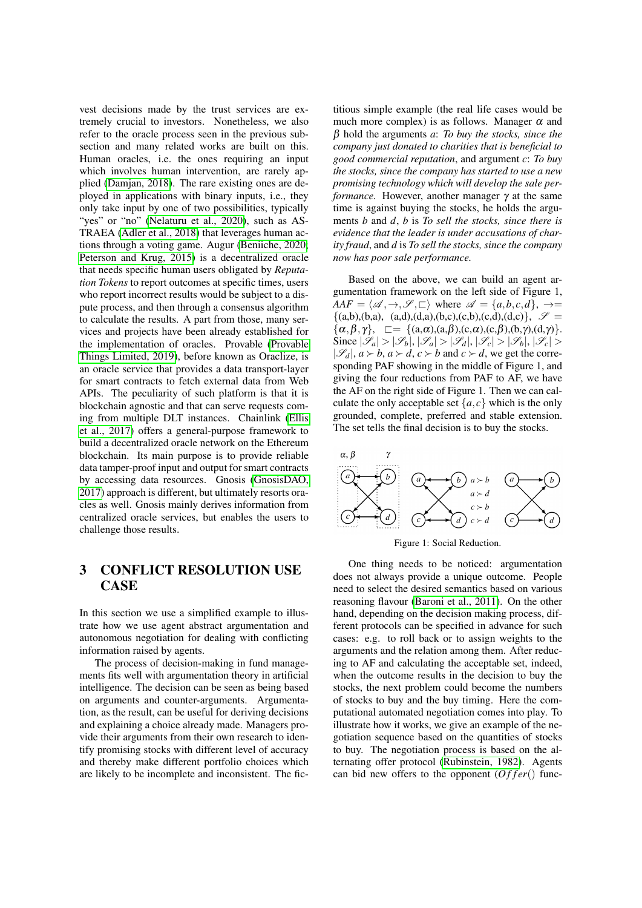vest decisions made by the trust services are extremely crucial to investors. Nonetheless, we also refer to the oracle process seen in the previous subsection and many related works are built on this. Human oracles, i.e. the ones requiring an input which involves human intervention, are rarely applied (Damjan, 2018). The rare existing ones are deployed in applications with binary inputs, i.e., they only take input by one of two possibilities, typically "yes" or "no" (Nelaturu et al., 2020), such as ASTRAEA (Adler et al., 2018) that leverages human actions through a voting game. Augur (Beniiche, 2020; Peterson and Krug, 2015) is a decentralized oracle that needs specific human users obligated by *Reputation Tokens* to report outcomes at specific times, users who report incorrect results would be subject to a dispute process, and then through a consensus algorithm to calculate the results. A part from those, many services and projects have been already established for the implementation of oracles. Provable (Provable Things Limited, 2019), before known as Oraclize, is an oracle service that provides a data transport-layer for smart contracts to fetch external data from Web APIs. The peculiarity of such platform is that it is blockchain agnostic and that can serve requests coming from multiple DLT instances. Chainlink (Ellis et al., 2017) offers a general-purpose framework to build a decentralized oracle network on the Ethereum blockchain. Its main purpose is to provide reliable data tamper-proof input and output for smart contracts by accessing data resources. Gnosis (GnosisDAO, 2017) approach is different, but ultimately resorts oracles as well. Gnosis mainly derives information from centralized oracle services, but enables the users to challenge those results.

## 3 CONFLICT RESOLUTION USE CASE

In this section we use a simplified example to illustrate how we use agent abstract argumentation and autonomous negotiation for dealing with conflicting information raised by agents.

The process of decision-making in fund managements fits well with argumentation theory in artificial intelligence. The decision can be seen as being based on arguments and counter-arguments. Argumentation, as the result, can be useful for deriving decisions and explaining a choice already made. Managers provide their arguments from their own research to identify promising stocks with different level of accuracy and thereby make different portfolio choices which are likely to be incomplete and inconsistent. The fictitious simple example (the real life cases would be much more complex) is as follows. Manager $\alpha$ and $\beta$ hold the arguments $a$: *To buy the stocks, since the company just donated to charities that is beneficial to good commercial reputation*, and argument $c$: *To buy the stocks, since the company has started to use a new promising technology which will develop the sale performance.* However, another manager $\gamma$ at the same time is against buying the stocks, he holds the arguments $b$ and $d$, $b$ is *To sell the stocks, since there is evidence that the leader is under accusations of charity fraud*, and $d$ is *To sell the stocks, since the company now has poor sale performance.*

Based on the above, we can build an agent argumentation framework on the left side of Figure 1, $AAF = \langle \mathscr{A}, \rightarrow, \mathscr{S}, \sqsubset \rangle$ where $\mathscr{A} = \{a, b, c, d\}$, $\rightarrow = \{(a,b),(b,a), (a,d),(d,a),(b,c),(c,b),(c,d),(d,c)\}$, $\mathscr{S} = \{\alpha, \beta, \gamma\}$, $\sqsubset = \{(a,\alpha),(a,\beta),(c,\alpha),(c,\beta),(b,\gamma),(d,\gamma)\}$. Since $|\mathscr{S}_a| > |\mathscr{S}_b|$, $|\mathscr{S}_a| > |\mathscr{S}_d|$, $|\mathscr{S}_c| > |\mathscr{S}_b|$, $|\mathscr{S}_c| > |\mathscr{S}_d|$, $a \succ b$, $a \succ d$, $c \succ b$ and $c \succ d$, we get the corresponding PAF showing in the middle of Figure 1, and giving the four reductions from PAF to AF, we have the AF on the right side of Figure 1. Then we can calculate the only acceptable set $\{a, c\}$ which is the only grounded, complete, preferred and stable extension. The set tells the final decision is to buy the stocks.

Figure 1: Social Reduction.

One thing needs to be noticed: argumentation does not always provide a unique outcome. People need to select the desired semantics based on various reasoning flavour (Baroni et al., 2011). On the other hand, depending on the decision making process, different protocols can be specified in advance for such cases: e.g. to roll back or to assign weights to the arguments and the relation among them. After reducing to AF and calculating the acceptable set, indeed, when the outcome results in the decision to buy the stocks, the next problem could become the numbers of stocks to buy and the buy timing. Here the computational automated negotiation comes into play. To illustrate how it works, we give an example of the negotiation sequence based on the quantities of stocks to buy. The negotiation process is based on the alternating offer protocol (Rubinstein, 1982). Agents can bid new offers to the opponent ($Offer()$ func-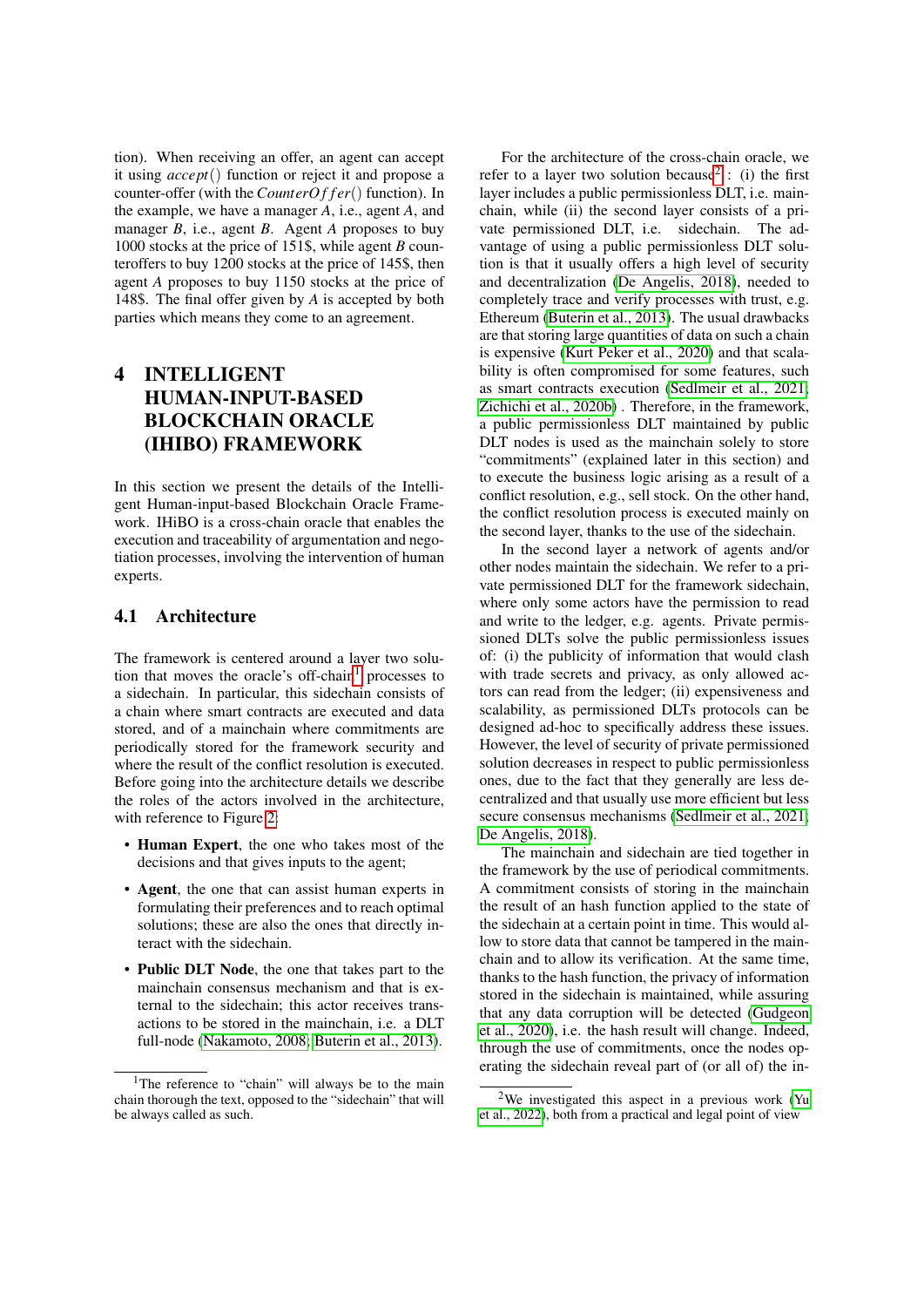tion). When receiving an offer, an agent can accept it using $accept()$ function or reject it and propose a counter-offer (with the $CounterOffer()$ function). In the example, we have a manager $A$, i.e., agent $A$, and manager $B$, i.e., agent $B$. Agent $A$ proposes to buy 1000 stocks at the price of 151$, while agent $B$ counteroffers to buy 1200 stocks at the price of 145$, then agent $A$ proposes to buy 1150 stocks at the price of 148$. The final offer given by $A$ is accepted by both parties which means they come to an agreement.

# 4 INTELLIGENT HUMAN-INPUT-BASED BLOCKCHAIN ORACLE (IHIBO) FRAMEWORK

In this section we present the details of the Intelligent Human-input-based Blockchain Oracle Framework. IHiBO is a cross-chain oracle that enables the execution and traceability of argumentation and negotiation processes, involving the intervention of human experts.

## 4.1 Architecture

The framework is centered around a layer two solution that moves the oracle's off-chain[1] processes to a sidechain. In particular, this sidechain consists of a chain where smart contracts are executed and data stored, and of a mainchain where commitments are periodically stored for the framework security and where the result of the conflict resolution is executed. Before going into the architecture details we describe the roles of the actors involved in the architecture, with reference to Figure 2:

- **Human Expert**, the one who takes most of the decisions and that gives inputs to the agent;
- **Agent**, the one that can assist human experts in formulating their preferences and to reach optimal solutions; these are also the ones that directly interact with the sidechain.
- **Public DLT Node**, the one that takes part to the mainchain consensus mechanism and that is external to the sidechain; this actor receives transactions to be stored in the mainchain, i.e. a DLT full-node (Nakamoto, 2008; Buterin et al., 2013).

For the architecture of the cross-chain oracle, we refer to a layer two solution because[2]: (i) the first layer includes a public permissionless DLT, i.e. mainchain, while (ii) the second layer consists of a private permissioned DLT, i.e. sidechain. The advantage of using a public permissionless DLT solution is that it usually offers a high level of security and decentralization (De Angelis, 2018), needed to completely trace and verify processes with trust, e.g. Ethereum (Buterin et al., 2013). The usual drawbacks are that storing large quantities of data on such a chain is expensive (Kurt Peker et al., 2020) and that scalability is often compromised for some features, such as smart contracts execution (Sedlmeir et al., 2021; Zichichi et al., 2020b) . Therefore, in the framework, a public permissionless DLT maintained by public DLT nodes is used as the mainchain solely to store "commitments" (explained later in this section) and to execute the business logic arising as a result of a conflict resolution, e.g., sell stock. On the other hand, the conflict resolution process is executed mainly on the second layer, thanks to the use of the sidechain.

In the second layer a network of agents and/or other nodes maintain the sidechain. We refer to a private permissioned DLT for the framework sidechain, where only some actors have the permission to read and write to the ledger, e.g. agents. Private permissioned DLTs solve the public permissionless issues of: (i) the publicity of information that would clash with trade secrets and privacy, as only allowed actors can read from the ledger; (ii) expensiveness and scalability, as permissioned DLTs protocols can be designed ad-hoc to specifically address these issues. However, the level of security of private permissioned solution decreases in respect to public permissionless ones, due to the fact that they generally are less decentralized and that usually use more efficient but less secure consensus mechanisms (Sedlmeir et al., 2021; De Angelis, 2018).

The mainchain and sidechain are tied together in the framework by the use of periodical commitments. A commitment consists of storing in the mainchain the result of an hash function applied to the state of the sidechain at a certain point in time. This would allow to store data that cannot be tampered in the mainchain and to allow its verification. At the same time, thanks to the hash function, the privacy of information stored in the sidechain is maintained, while assuring that any data corruption will be detected (Gudgeon et al., 2020), i.e. the hash result will change. Indeed, through the use of commitments, once the nodes operating the sidechain reveal part of (or all of) the in-

[1] The reference to "chain" will always be to the main chain thorough the text, opposed to the "sidechain" that will be always called as such.

[2] We investigated this aspect in a previous work (Yu et al., 2022), both from a practical and legal point of view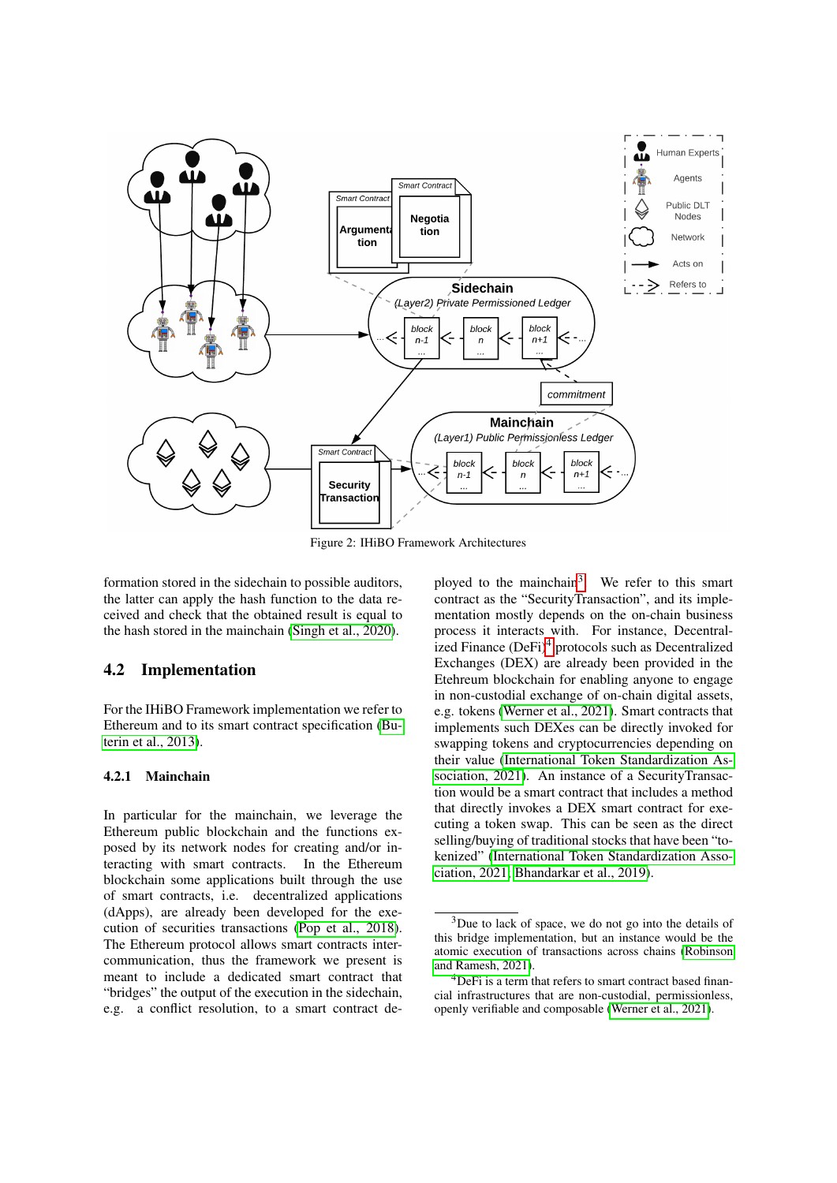Figure 2: IHiBO Framework Architectures

formation stored in the sidechain to possible auditors, the latter can apply the hash function to the data received and check that the obtained result is equal to the hash stored in the mainchain (Singh et al., 2020).

## 4.2 Implementation

For the IHiBO Framework implementation we refer to Ethereum and to its smart contract specification (Buterin et al., 2013).

### 4.2.1 Mainchain

In particular for the mainchain, we leverage the Ethereum public blockchain and the functions exposed by its network nodes for creating and/or interacting with smart contracts. In the Ethereum blockchain some applications built through the use of smart contracts, i.e. decentralized applications (dApps), are already been developed for the execution of securities transactions (Pop et al., 2018). The Ethereum protocol allows smart contracts inter-communication, thus the framework we present is meant to include a dedicated smart contract that "bridges" the output of the execution in the sidechain, e.g. a conflict resolution, to a smart contract deployed to the mainchain[3]. We refer to this smart contract as the "SecurityTransaction", and its implementation mostly depends on the on-chain business process it interacts with. For instance, Decentralized Finance (DeFi)[4] protocols such as Decentralized Exchanges (DEX) are already been provided in the Etehreum blockchain for enabling anyone to engage in non-custodial exchange of on-chain digital assets, e.g. tokens (Werner et al., 2021). Smart contracts that implements such DEXes can be directly invoked for swapping tokens and cryptocurrencies depending on their value (International Token Standardization Association, 2021). An instance of a SecurityTransaction would be a smart contract that includes a method that directly invokes a DEX smart contract for executing a token swap. This can be seen as the direct selling/buying of traditional stocks that have been "tokenized" (International Token Standardization Association, 2021; Bhandarkar et al., 2019).

[3] Due to lack of space, we do not go into the details of this bridge implementation, but an instance would be the atomic execution of transactions across chains (Robinson and Ramesh, 2021).

[4] DeFi is a term that refers to smart contract based financial infrastructures that are non-custodial, permissionless, openly verifiable and composable (Werner et al., 2021).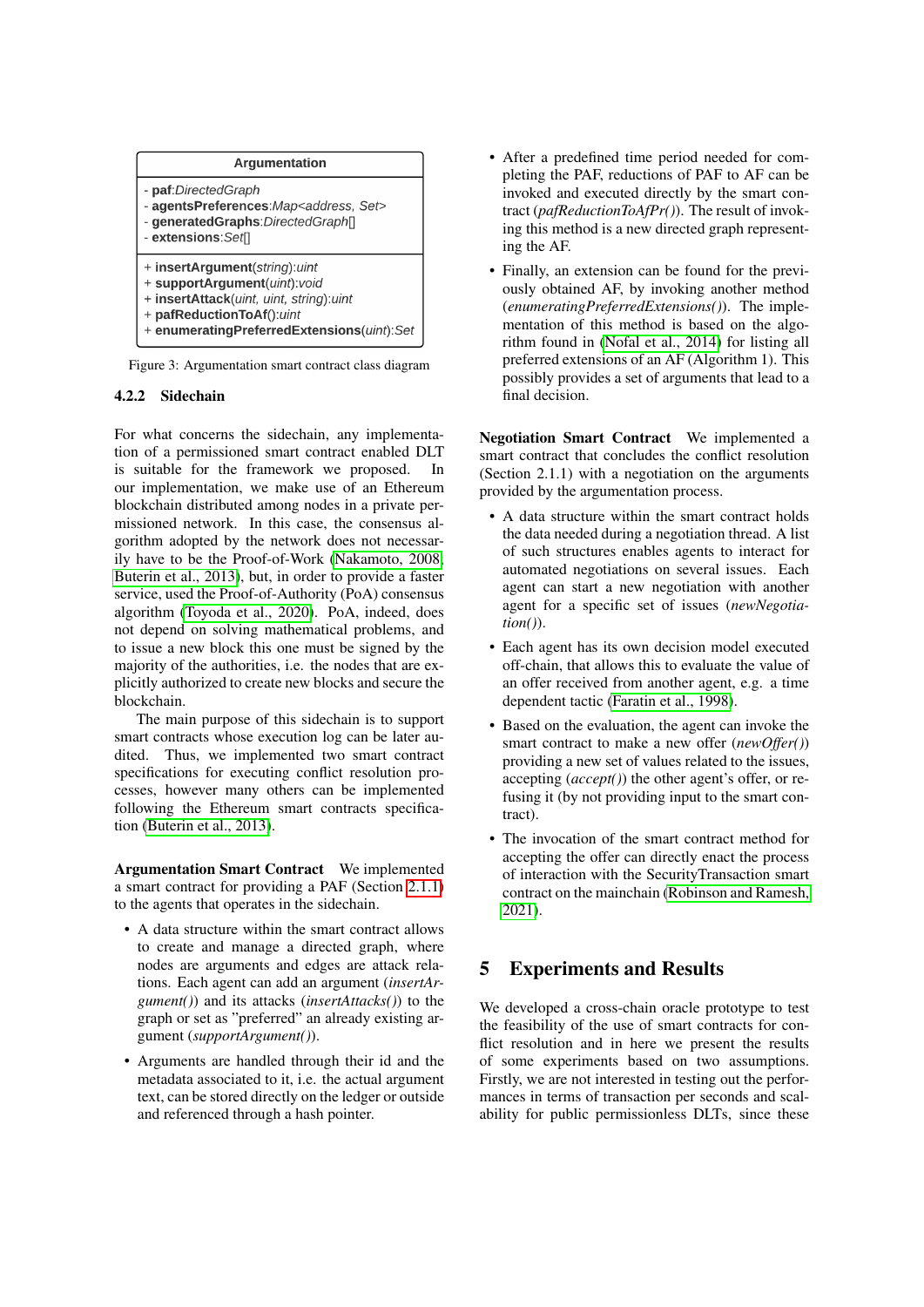| Argumentation |
| --- |
| - **paf**:*DirectedGraph*<br>- **agentsPreferences**:*Map<address, Set>*<br>- **generatedGraphs**:*DirectedGraph*[]<br>- **extensions**:*Set*[] |
| + **insertArgument**(*string*):*uint*<br>+ **supportArgument**(*uint*):*void*<br>+ **insertAttack**(*uint, uint, string*):*uint*<br>+ **pafReductionToAf**():*uint*<br>+ **enumeratingPreferredExtensions**(*uint*):*Set* |

Figure 3: Argumentation smart contract class diagram

### 4.2.2 Sidechain

For what concerns the sidechain, any implementation of a permissioned smart contract enabled DLT is suitable for the framework we proposed. In our implementation, we make use of an Ethereum blockchain distributed among nodes in a private permissioned network. In this case, the consensus algorithm adopted by the network does not necessarily have to be the Proof-of-Work (Nakamoto, 2008; Buterin et al., 2013), but, in order to provide a faster service, used the Proof-of-Authority (PoA) consensus algorithm (Toyoda et al., 2020). PoA, indeed, does not depend on solving mathematical problems, and to issue a new block this one must be signed by the majority of the authorities, i.e. the nodes that are explicitly authorized to create new blocks and secure the blockchain.

The main purpose of this sidechain is to support smart contracts whose execution log can be later audited. Thus, we implemented two smart contract specifications for executing conflict resolution processes, however many others can be implemented following the Ethereum smart contracts specification (Buterin et al., 2013).

**Argumentation Smart Contract** We implemented a smart contract for providing a PAF (Section 2.1.1) to the agents that operates in the sidechain.

- A data structure within the smart contract allows to create and manage a directed graph, where nodes are arguments and edges are attack relations. Each agent can add an argument (*insertArgument()*) and its attacks (*insertAttacks()*) to the graph or set as "preferred" an already existing argument (*supportArgument()*).
- Arguments are handled through their id and the metadata associated to it, i.e. the actual argument text, can be stored directly on the ledger or outside and referenced through a hash pointer.
- After a predefined time period needed for completing the PAF, reductions of PAF to AF can be invoked and executed directly by the smart contract (*pafReductionToAfPr()*). The result of invoking this method is a new directed graph representing the AF.
- Finally, an extension can be found for the previously obtained AF, by invoking another method (*enumeratingPreferredExtensions()*). The implementation of this method is based on the algorithm found in (Nofal et al., 2014) for listing all preferred extensions of an AF (Algorithm 1). This possibly provides a set of arguments that lead to a final decision.

**Negotiation Smart Contract** We implemented a smart contract that concludes the conflict resolution (Section 2.1.1) with a negotiation on the arguments provided by the argumentation process.

- A data structure within the smart contract holds the data needed during a negotiation thread. A list of such structures enables agents to interact for automated negotiations on several issues. Each agent can start a new negotiation with another agent for a specific set of issues (*newNegotiation()*).
- Each agent has its own decision model executed off-chain, that allows this to evaluate the value of an offer received from another agent, e.g. a time dependent tactic (Faratin et al., 1998).
- Based on the evaluation, the agent can invoke the smart contract to make a new offer (*newOffer()*) providing a new set of values related to the issues, accepting (*accept()*) the other agent's offer, or refusing it (by not providing input to the smart contract).
- The invocation of the smart contract method for accepting the offer can directly enact the process of interaction with the SecurityTransaction smart contract on the mainchain (Robinson and Ramesh, 2021).

## 5 Experiments and Results

We developed a cross-chain oracle prototype to test the feasibility of the use of smart contracts for conflict resolution and in here we present the results of some experiments based on two assumptions. Firstly, we are not interested in testing out the performances in terms of transaction per seconds and scalability for public permissionless DLTs, since these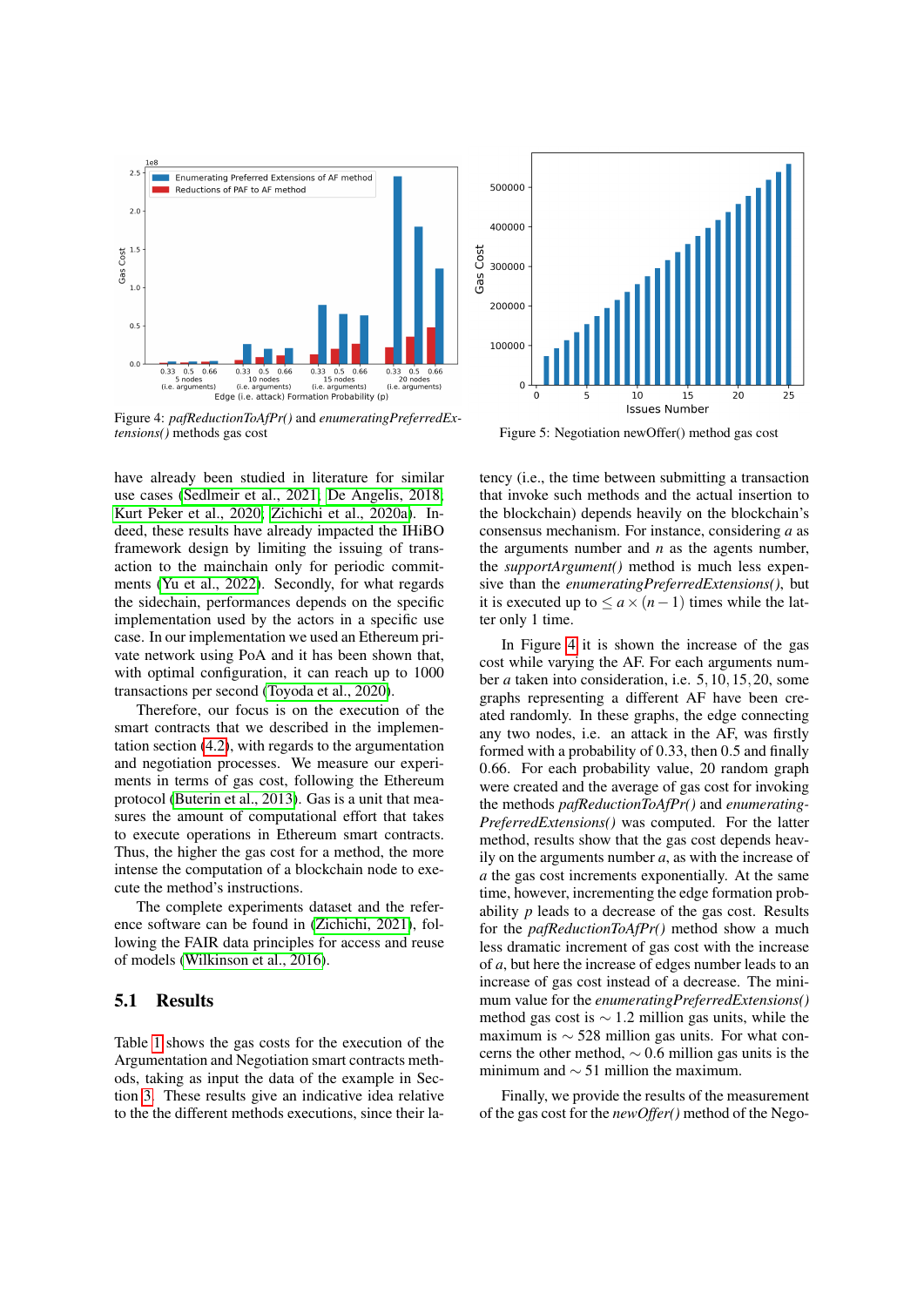Figure 4: *pafReductionToAfPr()* and *enumeratingPreferredExtensions()* methods gas cost

Figure 5: Negotiation newOffer() method gas cost

have already been studied in literature for similar use cases (Sedlmeir et al., 2021; De Angelis, 2018; Kurt Peker et al., 2020; Zichichi et al., 2020a). Indeed, these results have already impacted the IHiBO framework design by limiting the issuing of transaction to the mainchain only for periodic commitments (Yu et al., 2022). Secondly, for what regards the sidechain, performances depends on the specific implementation used by the actors in a specific use case. In our implementation we used an Ethereum private network using PoA and it has been shown that, with optimal configuration, it can reach up to 1000 transactions per second (Toyoda et al., 2020).

Therefore, our focus is on the execution of the smart contracts that we described in the implementation section (4.2), with regards to the argumentation and negotiation processes. We measure our experiments in terms of gas cost, following the Ethereum protocol (Buterin et al., 2013). Gas is a unit that measures the amount of computational effort that takes to execute operations in Ethereum smart contracts. Thus, the higher the gas cost for a method, the more intense the computation of a blockchain node to execute the method's instructions.

The complete experiments dataset and the reference software can be found in (Zichichi, 2021), following the FAIR data principles for access and reuse of models (Wilkinson et al., 2016).

## 5.1 Results

Table 1 shows the gas costs for the execution of the Argumentation and Negotiation smart contracts methods, taking as input the data of the example in Section 3. These results give an indicative idea relative to the the different methods executions, since their latency (i.e., the time between submitting a transaction that invoke such methods and the actual insertion to the blockchain) depends heavily on the blockchain's consensus mechanism. For instance, considering $a$ as the arguments number and $n$ as the agents number, the *supportArgument()* method is much less expensive than the *enumeratingPreferredExtensions()*, but it is executed up to $\leq a \times (n-1)$ times while the latter only 1 time.

In Figure 4 it is shown the increase of the gas cost while varying the AF. For each arguments number $a$ taken into consideration, i.e. $5, 10, 15, 20$, some graphs representing a different AF have been created randomly. In these graphs, the edge connecting any two nodes, i.e. an attack in the AF, was firstly formed with a probability of 0.33, then 0.5 and finally 0.66. For each probability value, 20 random graph were created and the average of gas cost for invoking the methods *pafReductionToAfPr()* and *enumeratingPreferredExtensions()* was computed. For the latter method, results show that the gas cost depends heavily on the arguments number $a$, as with the increase of $a$ the gas cost increments exponentially. At the same time, however, incrementing the edge formation probability $p$ leads to a decrease of the gas cost. Results for the *pafReductionToAfPr()* method show a much less dramatic increment of gas cost with the increase of $a$, but here the increase of edges number leads to an increase of gas cost instead of a decrease. The minimum value for the *enumeratingPreferredExtensions()* method gas cost is $\sim 1.2$ million gas units, while the maximum is $\sim 528$ million gas units. For what concerns the other method, $\sim 0.6$ million gas units is the minimum and $\sim 51$ million the maximum.

Finally, we provide the results of the measurement of the gas cost for the *newOffer()* method of the Nego-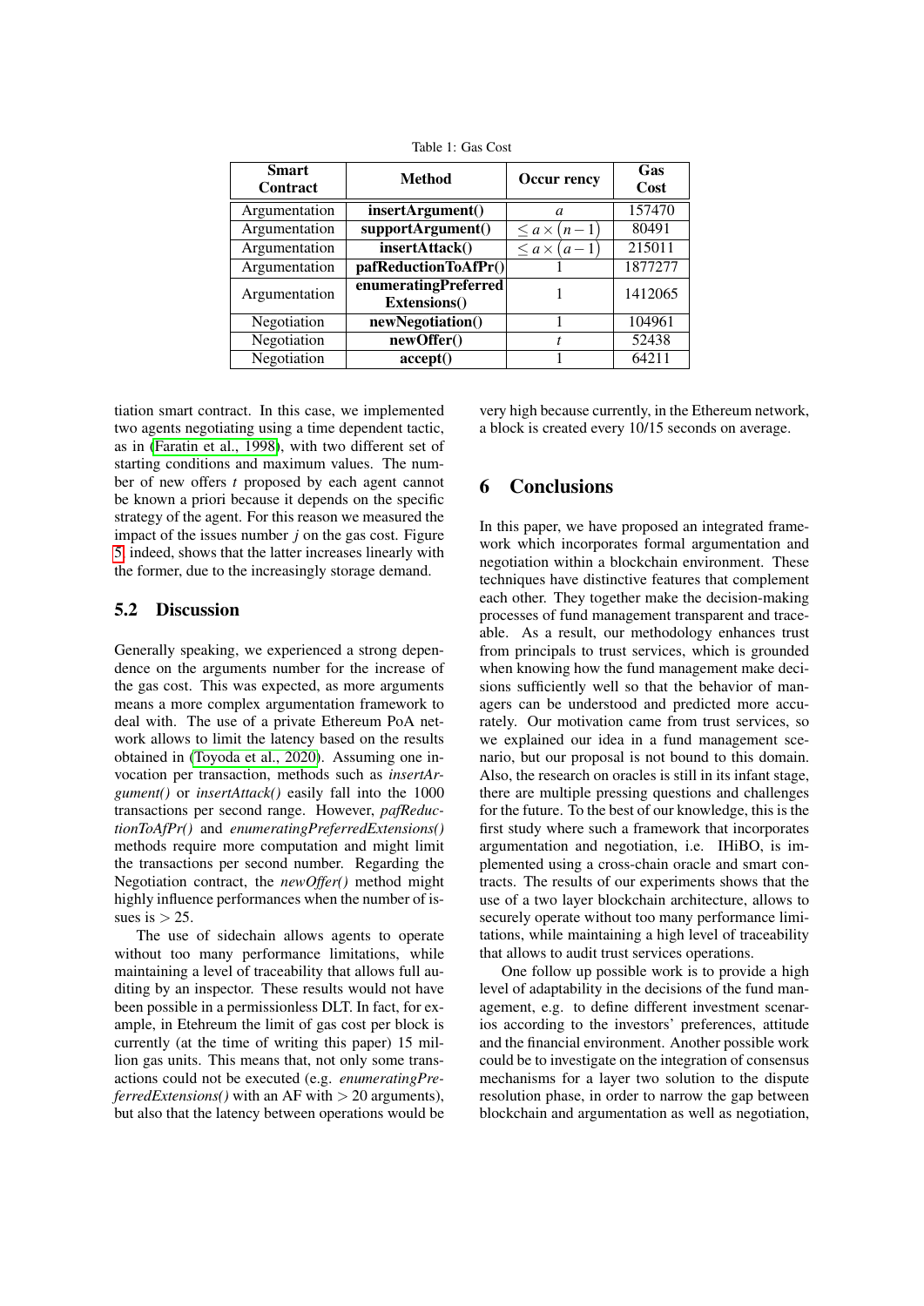Table 1: Gas Cost

| Smart Contract | Method | Occur rency | Gas Cost |
| --- | --- | --- | --- |
| Argumentation | **insertArgument()** | $a$ | 157470 |
| Argumentation | **supportArgument()** | $\leq a \times (n-1)$ | 80491 |
| Argumentation | **insertAttack()** | $\leq a \times (a-1)$ | 215011 |
| Argumentation | **pafReductionToAfPr()** | 1 | 1877277 |
| Argumentation | **enumeratingPreferred Extensions()** | 1 | 1412065 |
| Negotiation | **newNegotiation()** | 1 | 104961 |
| Negotiation | **newOffer()** | $t$ | 52438 |
| Negotiation | **accept()** | 1 | 64211 |

tiation smart contract. In this case, we implemented two agents negotiating using a time dependent tactic, as in (Faratin et al., 1998), with two different set of starting conditions and maximum values. The number of new offers $t$ proposed by each agent cannot be known a priori because it depends on the specific strategy of the agent. For this reason we measured the impact of the issues number $j$ on the gas cost. Figure 5 indeed, shows that the latter increases linearly with the former, due to the increasingly storage demand.

## 5.2 Discussion

Generally speaking, we experienced a strong dependence on the arguments number for the increase of the gas cost. This was expected, as more arguments means a more complex argumentation framework to deal with. The use of a private Ethereum PoA network allows to limit the latency based on the results obtained in (Toyoda et al., 2020). Assuming one invocation per transaction, methods such as *insertArgument()* or *insertAttack()* easily fall into the 1000 transactions per second range. However, *pafReductionToAfPr()* and *enumeratingPreferredExtensions()* methods require more computation and might limit the transactions per second number. Regarding the Negotiation contract, the *newOffer()* method might highly influence performances when the number of issues is $> 25$.

The use of sidechain allows agents to operate without too many performance limitations, while maintaining a level of traceability that allows full auditing by an inspector. These results would not have been possible in a permissionless DLT. In fact, for example, in Etehreum the limit of gas cost per block is currently (at the time of writing this paper) 15 million gas units. This means that, not only some transactions could not be executed (e.g. *enumeratingPreferredExtensions()* with an AF with $> 20$ arguments), but also that the latency between operations would be very high because currently, in the Ethereum network, a block is created every 10/15 seconds on average.

# 6 Conclusions

In this paper, we have proposed an integrated framework which incorporates formal argumentation and negotiation within a blockchain environment. These techniques have distinctive features that complement each other. They together make the decision-making processes of fund management transparent and traceable. As a result, our methodology enhances trust from principals to trust services, which is grounded when knowing how the fund management make decisions sufficiently well so that the behavior of managers can be understood and predicted more accurately. Our motivation came from trust services, so we explained our idea in a fund management scenario, but our proposal is not bound to this domain. Also, the research on oracles is still in its infant stage, there are multiple pressing questions and challenges for the future. To the best of our knowledge, this is the first study where such a framework that incorporates argumentation and negotiation, i.e. IHiBO, is implemented using a cross-chain oracle and smart contracts. The results of our experiments shows that the use of a two layer blockchain architecture, allows to securely operate without too many performance limitations, while maintaining a high level of traceability that allows to audit trust services operations.

One follow up possible work is to provide a high level of adaptability in the decisions of the fund management, e.g. to define different investment scenarios according to the investors' preferences, attitude and the financial environment. Another possible work could be to investigate on the integration of consensus mechanisms for a layer two solution to the dispute resolution phase, in order to narrow the gap between blockchain and argumentation as well as negotiation,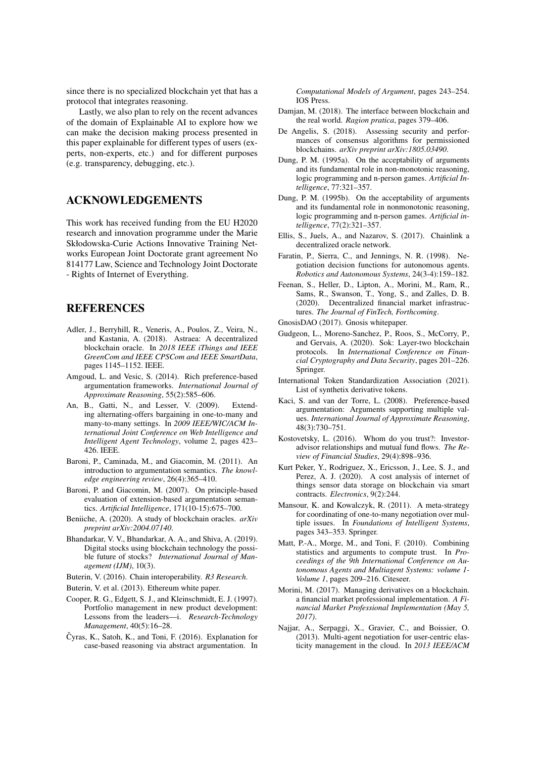since there is no specialized blockchain yet that has a protocol that integrates reasoning.

Lastly, we also plan to rely on the recent advances of the domain of Explainable AI to explore how we can make the decision making process presented in this paper explainable for different types of users (experts, non-experts, etc.) and for different purposes (e.g. transparency, debugging, etc.).

## ACKNOWLEDGEMENTS

This work has received funding from the EU H2020 research and innovation programme under the Marie Skłodowska-Curie Actions Innovative Training Networks European Joint Doctorate grant agreement No 814177 Law, Science and Technology Joint Doctorate - Rights of Internet of Everything.

## REFERENCES

Adler, J., Berryhill, R., Veneris, A., Poulos, Z., Veira, N., and Kastania, A. (2018). Astraea: A decentralized blockchain oracle. In *2018 IEEE iThings and IEEE GreenCom and IEEE CPSCom and IEEE SmartData*, pages 1145–1152. IEEE.

Amgoud, L. and Vesic, S. (2014). Rich preference-based argumentation frameworks. *International Journal of Approximate Reasoning*, 55(2):585–606.

An, B., Gatti, N., and Lesser, V. (2009). Extending alternating-offers bargaining in one-to-many and many-to-many settings. In *2009 IEEE/WIC/ACM International Joint Conference on Web Intelligence and Intelligent Agent Technology*, volume 2, pages 423–426. IEEE.

Baroni, P., Caminada, M., and Giacomin, M. (2011). An introduction to argumentation semantics. *The knowledge engineering review*, 26(4):365–410.

Baroni, P. and Giacomin, M. (2007). On principle-based evaluation of extension-based argumentation semantics. *Artificial Intelligence*, 171(10-15):675–700.

Beniiche, A. (2020). A study of blockchain oracles. *arXiv preprint arXiv:2004.07140*.

Bhandarkar, V. V., Bhandarkar, A. A., and Shiva, A. (2019). Digital stocks using blockchain technology the possible future of stocks? *International Journal of Management (IJM)*, 10(3).

Buterin, V. (2016). Chain interoperability. *R3 Research*.

Buterin, V. et al. (2013). Ethereum white paper.

Cooper, R. G., Edgett, S. J., and Kleinschmidt, E. J. (1997). Portfolio management in new product development: Lessons from the leaders—i. *Research-Technology Management*, 40(5):16–28.

Čyras, K., Satoh, K., and Toni, F. (2016). Explanation for case-based reasoning via abstract argumentation. In *Computational Models of Argument*, pages 243–254. IOS Press.

Damjan, M. (2018). The interface between blockchain and the real world. *Ragion pratica*, pages 379–406.

De Angelis, S. (2018). Assessing security and performances of consensus algorithms for permissioned blockchains. *arXiv preprint arXiv:1805.03490*.

Dung, P. M. (1995a). On the acceptability of arguments and its fundamental role in non-monotonic reasoning, logic programming and n-person games. *Artificial Intelligence*, 77:321–357.

Dung, P. M. (1995b). On the acceptability of arguments and its fundamental role in nonmonotonic reasoning, logic programming and n-person games. *Artificial intelligence*, 77(2):321–357.

Ellis, S., Juels, A., and Nazarov, S. (2017). Chainlink a decentralized oracle network.

Faratin, P., Sierra, C., and Jennings, N. R. (1998). Negotiation decision functions for autonomous agents. *Robotics and Autonomous Systems*, 24(3-4):159–182.

Feenan, S., Heller, D., Lipton, A., Morini, M., Ram, R., Sams, R., Swanson, T., Yong, S., and Zalles, D. B. (2020). Decentralized financial market infrastructures. *The Journal of FinTech, Forthcoming*.

GnosisDAO (2017). Gnosis whitepaper.

Gudgeon, L., Moreno-Sanchez, P., Roos, S., McCorry, P., and Gervais, A. (2020). Sok: Layer-two blockchain protocols. In *International Conference on Financial Cryptography and Data Security*, pages 201–226. Springer.

International Token Standardization Association (2021). List of synthetix derivative tokens.

Kaci, S. and van der Torre, L. (2008). Preference-based argumentation: Arguments supporting multiple values. *International Journal of Approximate Reasoning*, 48(3):730–751.

Kostovetsky, L. (2016). Whom do you trust?: Investor-advisor relationships and mutual fund flows. *The Review of Financial Studies*, 29(4):898–936.

Kurt Peker, Y., Rodriguez, X., Ericsson, J., Lee, S. J., and Perez, A. J. (2020). A cost analysis of internet of things sensor data storage on blockchain via smart contracts. *Electronics*, 9(2):244.

Mansour, K. and Kowalczyk, R. (2011). A meta-strategy for coordinating of one-to-many negotiation over multiple issues. In *Foundations of Intelligent Systems*, pages 343–353. Springer.

Matt, P.-A., Morge, M., and Toni, F. (2010). Combining statistics and arguments to compute trust. In *Proceedings of the 9th International Conference on Autonomous Agents and Multiagent Systems: volume 1-Volume 1*, pages 209–216. Citeseer.

Morini, M. (2017). Managing derivatives on a blockchain. a financial market professional implementation. *A Financial Market Professional Implementation (May 5, 2017)*.

Najjar, A., Serpaggi, X., Gravier, C., and Boissier, O. (2013). Multi-agent negotiation for user-centric elasticity management in the cloud. In *2013 IEEE/ACM*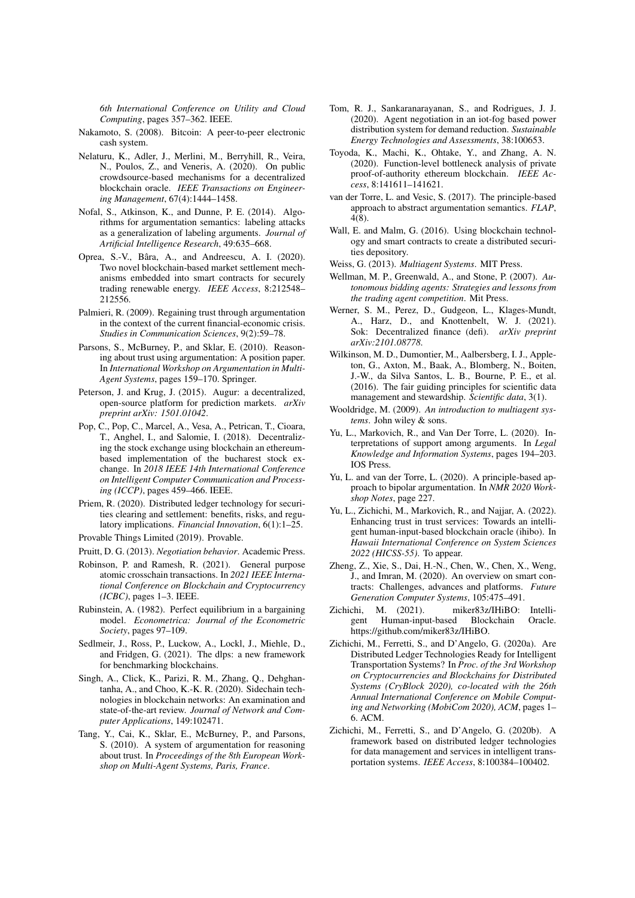*6th International Conference on Utility and Cloud Computing*, pages 357–362. IEEE.

Nakamoto, S. (2008). Bitcoin: A peer-to-peer electronic cash system.

Nelaturu, K., Adler, J., Merlini, M., Berryhill, R., Veira, N., Poulos, Z., and Veneris, A. (2020). On public crowdsource-based mechanisms for a decentralized blockchain oracle. *IEEE Transactions on Engineering Management*, 67(4):1444–1458.

Nofal, S., Atkinson, K., and Dunne, P. E. (2014). Algorithms for argumentation semantics: labeling attacks as a generalization of labeling arguments. *Journal of Artificial Intelligence Research*, 49:635–668.

Oprea, S.-V., Bâra, A., and Andreescu, A. I. (2020). Two novel blockchain-based market settlement mechanisms embedded into smart contracts for securely trading renewable energy. *IEEE Access*, 8:212548–212556.

Palmieri, R. (2009). Regaining trust through argumentation in the context of the current financial-economic crisis. *Studies in Communication Sciences*, 9(2):59–78.

Parsons, S., McBurney, P., and Sklar, E. (2010). Reasoning about trust using argumentation: A position paper. In *International Workshop on Argumentation in Multi-Agent Systems*, pages 159–170. Springer.

Peterson, J. and Krug, J. (2015). Augur: a decentralized, open-source platform for prediction markets. *arXiv preprint arXiv: 1501.01042*.

Pop, C., Pop, C., Marcel, A., Vesa, A., Petrican, T., Cioara, T., Anghel, I., and Salomie, I. (2018). Decentralizing the stock exchange using blockchain an ethereum-based implementation of the bucharest stock exchange. In *2018 IEEE 14th International Conference on Intelligent Computer Communication and Processing (ICCP)*, pages 459–466. IEEE.

Priem, R. (2020). Distributed ledger technology for securities clearing and settlement: benefits, risks, and regulatory implications. *Financial Innovation*, 6(1):1–25.

Provable Things Limited (2019). Provable.

Pruitt, D. G. (2013). *Negotiation behavior*. Academic Press.

Robinson, P. and Ramesh, R. (2021). General purpose atomic crosschain transactions. In *2021 IEEE International Conference on Blockchain and Cryptocurrency (ICBC)*, pages 1–3. IEEE.

Rubinstein, A. (1982). Perfect equilibrium in a bargaining model. *Econometrica: Journal of the Econometric Society*, pages 97–109.

Sedlmeir, J., Ross, P., Luckow, A., Lockl, J., Miehle, D., and Fridgen, G. (2021). The dlps: a new framework for benchmarking blockchains.

Singh, A., Click, K., Parizi, R. M., Zhang, Q., Dehghantanha, A., and Choo, K.-K. R. (2020). Sidechain technologies in blockchain networks: An examination and state-of-the-art review. *Journal of Network and Computer Applications*, 149:102471.

Tang, Y., Cai, K., Sklar, E., McBurney, P., and Parsons, S. (2010). A system of argumentation for reasoning about trust. In *Proceedings of the 8th European Workshop on Multi-Agent Systems, Paris, France*.

Tom, R. J., Sankaranarayanan, S., and Rodrigues, J. J. (2020). Agent negotiation in an iot-fog based power distribution system for demand reduction. *Sustainable Energy Technologies and Assessments*, 38:100653.

Toyoda, K., Machi, K., Ohtake, Y., and Zhang, A. N. (2020). Function-level bottleneck analysis of private proof-of-authority ethereum blockchain. *IEEE Access*, 8:141611–141621.

van der Torre, L. and Vesic, S. (2017). The principle-based approach to abstract argumentation semantics. *FLAP*, 4(8).

Wall, E. and Malm, G. (2016). Using blockchain technology and smart contracts to create a distributed securities depository.

Weiss, G. (2013). *Multiagent Systems*. MIT Press.

Wellman, M. P., Greenwald, A., and Stone, P. (2007). *Autonomous bidding agents: Strategies and lessons from the trading agent competition*. Mit Press.

Werner, S. M., Perez, D., Gudgeon, L., Klages-Mundt, A., Harz, D., and Knottenbelt, W. J. (2021). Sok: Decentralized finance (defi). *arXiv preprint arXiv:2101.08778*.

Wilkinson, M. D., Dumontier, M., Aalbersberg, I. J., Appleton, G., Axton, M., Baak, A., Blomberg, N., Boiten, J.-W., da Silva Santos, L. B., Bourne, P. E., et al. (2016). The fair guiding principles for scientific data management and stewardship. *Scientific data*, 3(1).

Wooldridge, M. (2009). *An introduction to multiagent systems*. John wiley & sons.

Yu, L., Markovich, R., and Van Der Torre, L. (2020). Interpretations of support among arguments. In *Legal Knowledge and Information Systems*, pages 194–203. IOS Press.

Yu, L. and van der Torre, L. (2020). A principle-based approach to bipolar argumentation. In *NMR 2020 Workshop Notes*, page 227.

Yu, L., Zichichi, M., Markovich, R., and Najjar, A. (2022). Enhancing trust in trust services: Towards an intelligent human-input-based blockchain oracle (ihibo). In *Hawaii International Conference on System Sciences 2022 (HICSS-55)*. To appear.

Zheng, Z., Xie, S., Dai, H.-N., Chen, W., Chen, X., Weng, J., and Imran, M. (2020). An overview on smart contracts: Challenges, advances and platforms. *Future Generation Computer Systems*, 105:475–491.

Zichichi, M. (2021). miker83z/IHiBO: Intelligent Human-input-based Blockchain Oracle. https://github.com/miker83z/IHiBO.

Zichichi, M., Ferretti, S., and D'Angelo, G. (2020a). Are Distributed Ledger Technologies Ready for Intelligent Transportation Systems? In *Proc. of the 3rd Workshop on Cryptocurrencies and Blockchains for Distributed Systems (CryBlock 2020), co-located with the 26th Annual International Conference on Mobile Computing and Networking (MobiCom 2020), ACM*, pages 1–6. ACM.

Zichichi, M., Ferretti, S., and D'Angelo, G. (2020b). A framework based on distributed ledger technologies for data management and services in intelligent transportation systems. *IEEE Access*, 8:100384–100402.